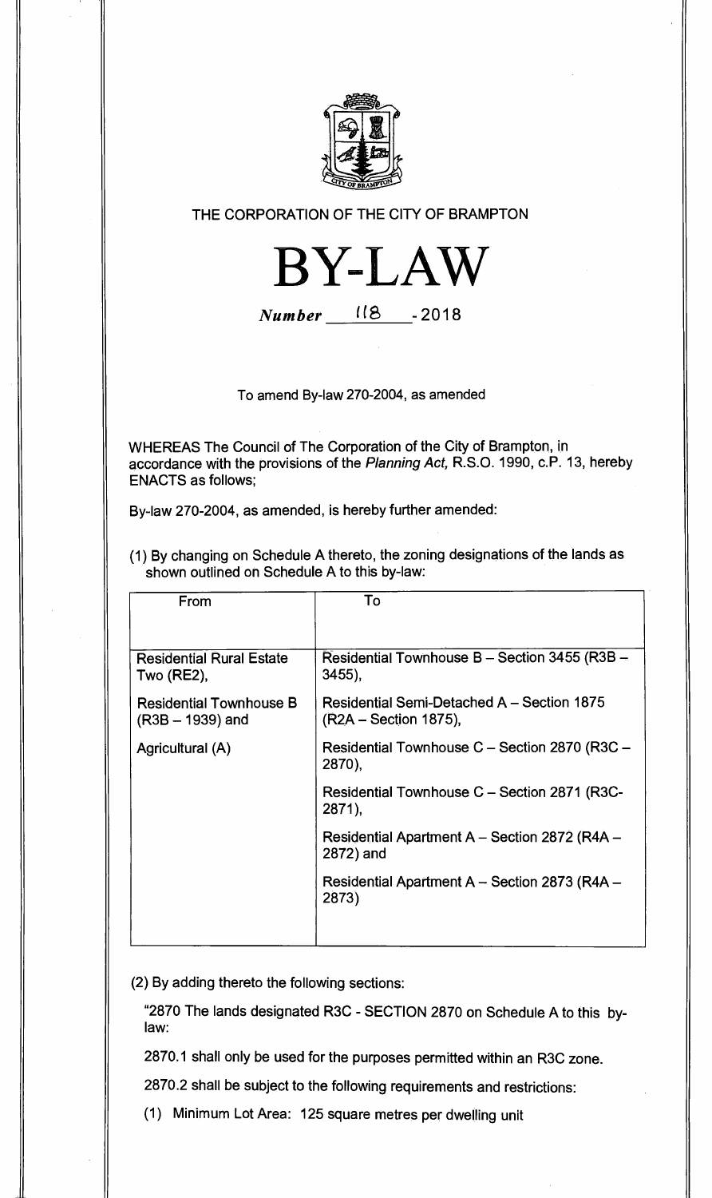THE CORPORATION OF THE CITY OF BRAMPTON

# BY-LAW

*Number* 118 - 2018

To amend By-law 270-2004, as amended

WHEREAS The Council of The Corporation of the City of Brampton, in accordance with the provisions of the *Planning Act,* R.S.O. 1990, c.P. 13, hereby ENACTS as follows;

By-law 270-2004, as amended, is hereby further amended:

(1) By changing on Schedule A thereto, the zoning designations of the lands as shown outlined on Schedule A to this by-law:

| From | To |
|---|---|
| Residential Rural Estate Two (RE2), | Residential Townhouse B – Section 3455 (R3B – 3455), |
| Residential Townhouse B (R3B – 1939) and | Residential Semi-Detached A – Section 1875 (R2A – Section 1875), |
| Agricultural (A) | Residential Townhouse C – Section 2870 (R3C – 2870), |
| | Residential Townhouse C – Section 2871 (R3C-2871), |
| | Residential Apartment A – Section 2872 (R4A – 2872) and |
| | Residential Apartment A – Section 2873 (R4A – 2873) |

(2) By adding thereto the following sections:

"2870 The lands designated R3C - SECTION 2870 on Schedule A to this by-law:

2870.1 shall only be used for the purposes permitted within an R3C zone.

2870.2 shall be subject to the following requirements and restrictions:

(1) Minimum Lot Area: 125 square metres per dwelling unit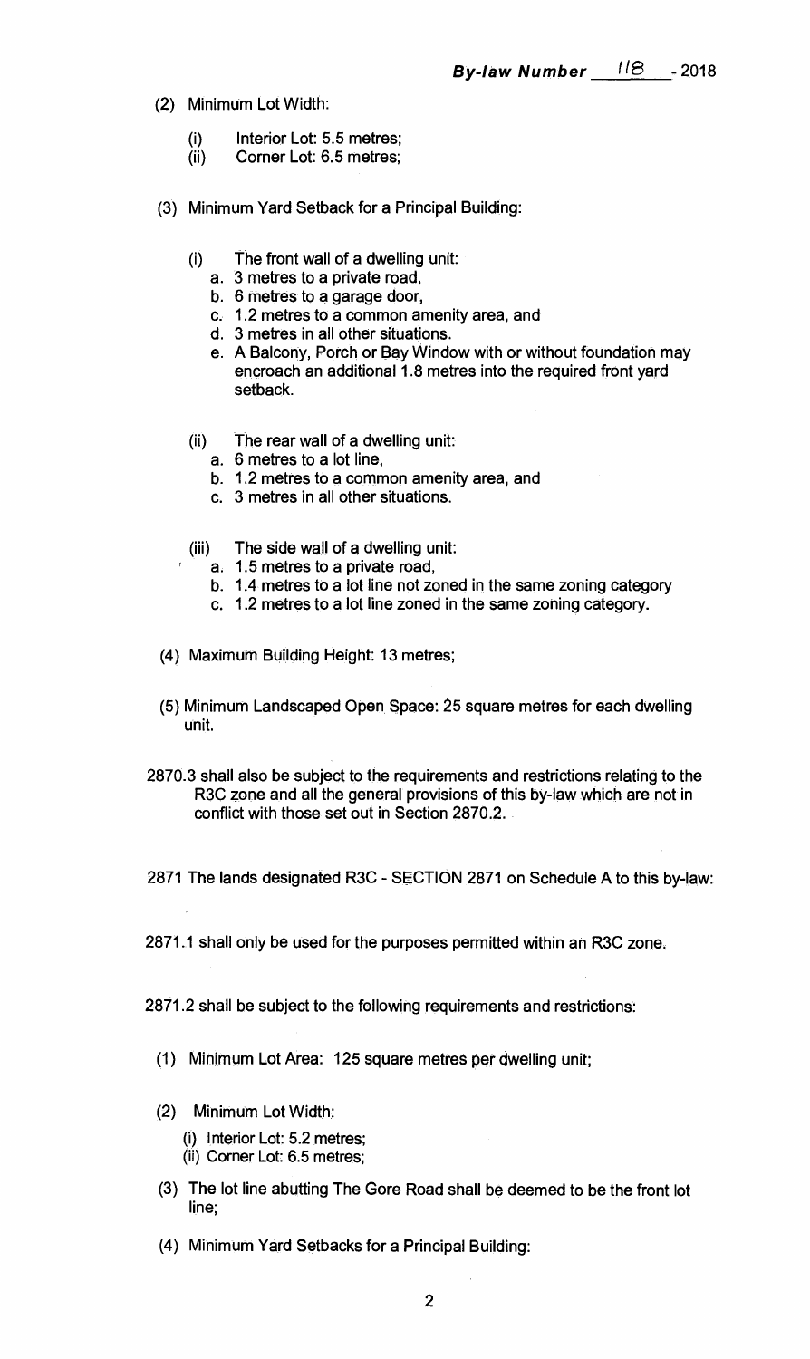(2) Minimum Lot Width:

- (i) Interior Lot: 5.5 metres;
- (ii) Corner Lot: 6.5 metres;

(3) Minimum Yard Setback for a Principal Building:

- (i) The front wall of a dwelling unit:
  - a. 3 metres to a private road,
  - b. 6 metres to a garage door,
  - c. 1.2 metres to a common amenity area, and
  - d. 3 metres in all other situations.
  - e. A Balcony, Porch or Bay Window with or without foundation may encroach an additional 1.8 metres into the required front yard setback.
- (ii) The rear wall of a dwelling unit:
  - a. 6 metres to a lot line,
  - b. 1.2 metres to a common amenity area, and
  - c. 3 metres in all other situations.
- (iii) The side wall of a dwelling unit:
  - a. 1.5 metres to a private road,
  - b. 1.4 metres to a lot line not zoned in the same zoning category
  - c. 1.2 metres to a lot line zoned in the same zoning category.

(4) Maximum Building Height: 13 metres;

(5) Minimum Landscaped Open Space: 25 square metres for each dwelling unit.

2870.3 shall also be subject to the requirements and restrictions relating to the R3C zone and all the general provisions of this by-law which are not in conflict with those set out in Section 2870.2.

2871 The lands designated R3C - SECTION 2871 on Schedule A to this by-law:

2871.1 shall only be used for the purposes permitted within an R3C zone.

2871.2 shall be subject to the following requirements and restrictions:

(1) Minimum Lot Area: 125 square metres per dwelling unit;

(2) Minimum Lot Width:

- (i) Interior Lot: 5.2 metres;
- (ii) Corner Lot: 6.5 metres;

(3) The lot line abutting The Gore Road shall be deemed to be the front lot line;

(4) Minimum Yard Setbacks for a Principal Building: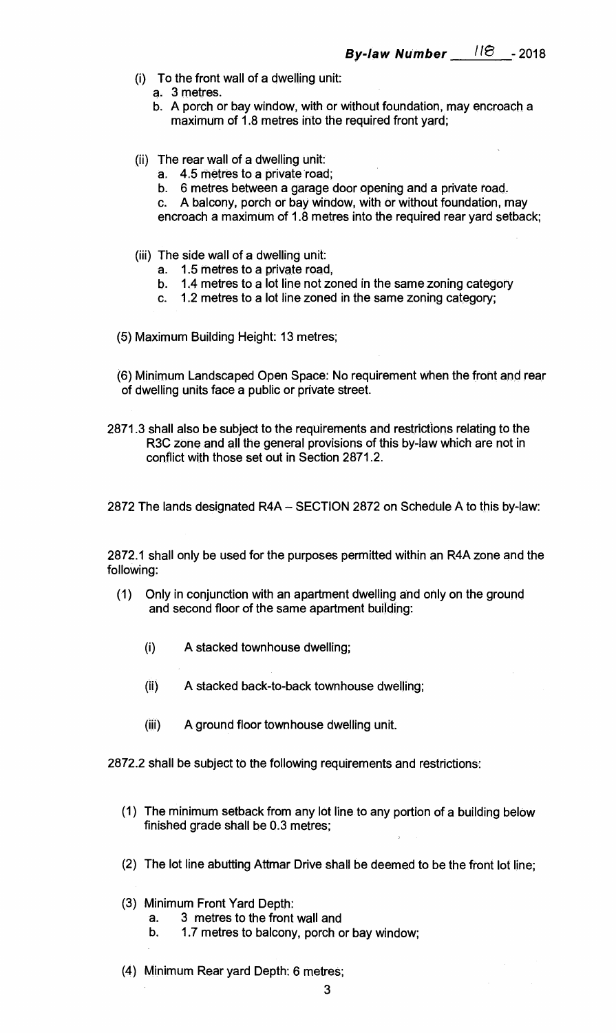(i) To the front wall of a dwelling unit:
   a. 3 metres.
   b. A porch or bay window, with or without foundation, may encroach a maximum of 1.8 metres into the required front yard;

(ii) The rear wall of a dwelling unit:
   a. 4.5 metres to a private road;
   b. 6 metres between a garage door opening and a private road.
   c. A balcony, porch or bay window, with or without foundation, may encroach a maximum of 1.8 metres into the required rear yard setback;

(iii) The side wall of a dwelling unit:
   a. 1.5 metres to a private road,
   b. 1.4 metres to a lot line not zoned in the same zoning category
   c. 1.2 metres to a lot line zoned in the same zoning category;

(5) Maximum Building Height: 13 metres;

(6) Minimum Landscaped Open Space: No requirement when the front and rear of dwelling units face a public or private street.

2871.3 shall also be subject to the requirements and restrictions relating to the R3C zone and all the general provisions of this by-law which are not in conflict with those set out in Section 2871.2.

2872 The lands designated R4A – SECTION 2872 on Schedule A to this by-law:

2872.1 shall only be used for the purposes permitted within an R4A zone and the following:

(1) Only in conjunction with an apartment dwelling and only on the ground and second floor of the same apartment building:

   (i) A stacked townhouse dwelling;

   (ii) A stacked back-to-back townhouse dwelling;

   (iii) A ground floor townhouse dwelling unit.

2872.2 shall be subject to the following requirements and restrictions:

(1) The minimum setback from any lot line to any portion of a building below finished grade shall be 0.3 metres;

(2) The lot line abutting Attmar Drive shall be deemed to be the front lot line;

(3) Minimum Front Yard Depth:
   a. 3 metres to the front wall and
   b. 1.7 metres to balcony, porch or bay window;

(4) Minimum Rear yard Depth: 6 metres;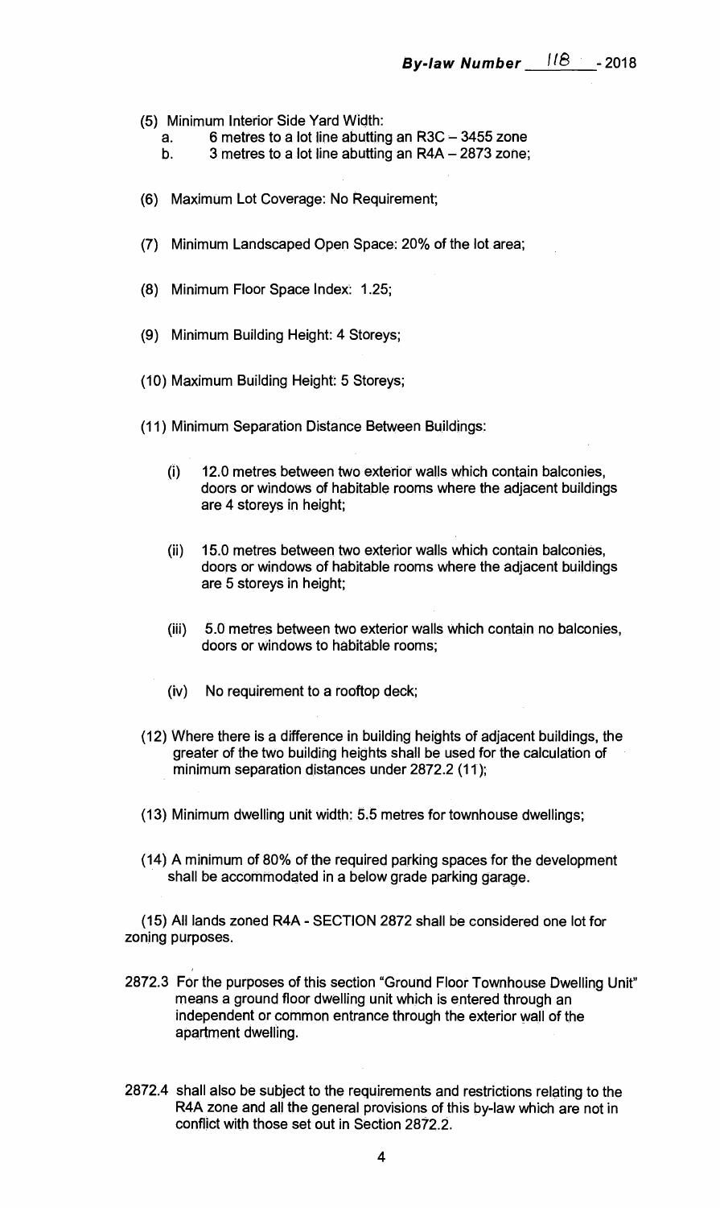(5) Minimum Interior Side Yard Width:
   a. 6 metres to a lot line abutting an R3C – 3455 zone
   b. 3 metres to a lot line abutting an R4A – 2873 zone;

(6) Maximum Lot Coverage: No Requirement;

(7) Minimum Landscaped Open Space: 20% of the lot area;

(8) Minimum Floor Space Index: 1.25;

(9) Minimum Building Height: 4 Storeys;

(10) Maximum Building Height: 5 Storeys;

(11) Minimum Separation Distance Between Buildings:

   (i) 12.0 metres between two exterior walls which contain balconies, doors or windows of habitable rooms where the adjacent buildings are 4 storeys in height;

   (ii) 15.0 metres between two exterior walls which contain balconies, doors or windows of habitable rooms where the adjacent buildings are 5 storeys in height;

   (iii) 5.0 metres between two exterior walls which contain no balconies, doors or windows to habitable rooms;

   (iv) No requirement to a rooftop deck;

(12) Where there is a difference in building heights of adjacent buildings, the greater of the two building heights shall be used for the calculation of minimum separation distances under 2872.2 (11);

(13) Minimum dwelling unit width: 5.5 metres for townhouse dwellings;

(14) A minimum of 80% of the required parking spaces for the development shall be accommodated in a below grade parking garage.

(15) All lands zoned R4A - SECTION 2872 shall be considered one lot for zoning purposes.

2872.3 For the purposes of this section "Ground Floor Townhouse Dwelling Unit" means a ground floor dwelling unit which is entered through an independent or common entrance through the exterior wall of the apartment dwelling.

2872.4 shall also be subject to the requirements and restrictions relating to the R4A zone and all the general provisions of this by-law which are not in conflict with those set out in Section 2872.2.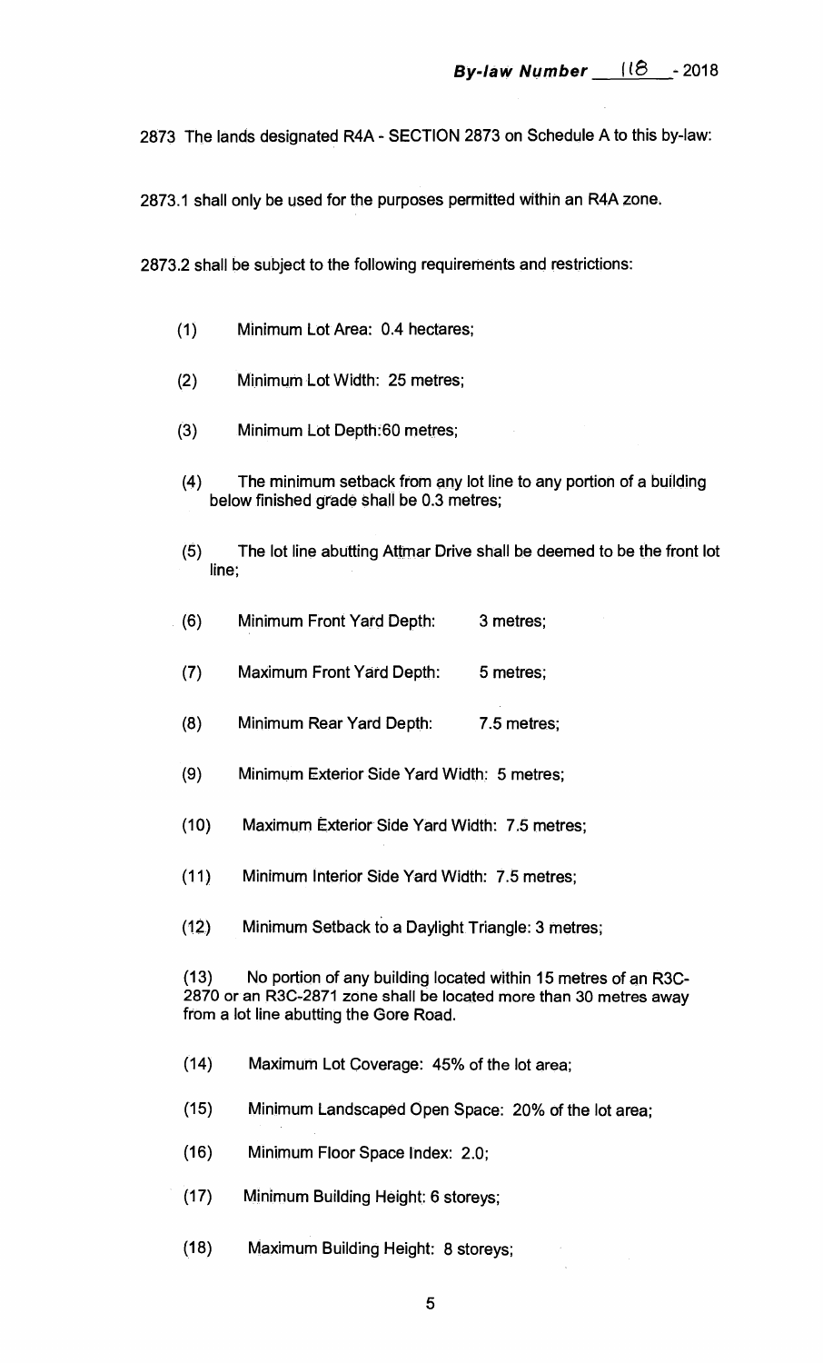2873 The lands designated R4A - SECTION 2873 on Schedule A to this by-law:

2873.1 shall only be used for the purposes permitted within an R4A zone.

2873.2 shall be subject to the following requirements and restrictions:

(1) Minimum Lot Area: 0.4 hectares;

(2) Minimum Lot Width: 25 metres;

(3) Minimum Lot Depth:60 metres;

(4) The minimum setback from any lot line to any portion of a building below finished grade shall be 0.3 metres;

(5) The lot line abutting Attmar Drive shall be deemed to be the front lot line;

(6) Minimum Front Yard Depth: 3 metres;

(7) Maximum Front Yard Depth: 5 metres;

(8) Minimum Rear Yard Depth: 7.5 metres;

(9) Minimum Exterior Side Yard Width: 5 metres;

(10) Maximum Exterior Side Yard Width: 7.5 metres;

(11) Minimum Interior Side Yard Width: 7.5 metres;

(12) Minimum Setback to a Daylight Triangle: 3 metres;

(13) No portion of any building located within 15 metres of an R3C-2870 or an R3C-2871 zone shall be located more than 30 metres away from a lot line abutting the Gore Road.

(14) Maximum Lot Coverage: 45% of the lot area;

(15) Minimum Landscaped Open Space: 20% of the lot area;

(16) Minimum Floor Space Index: 2.0;

(17) Minimum Building Height: 6 storeys;

(18) Maximum Building Height: 8 storeys;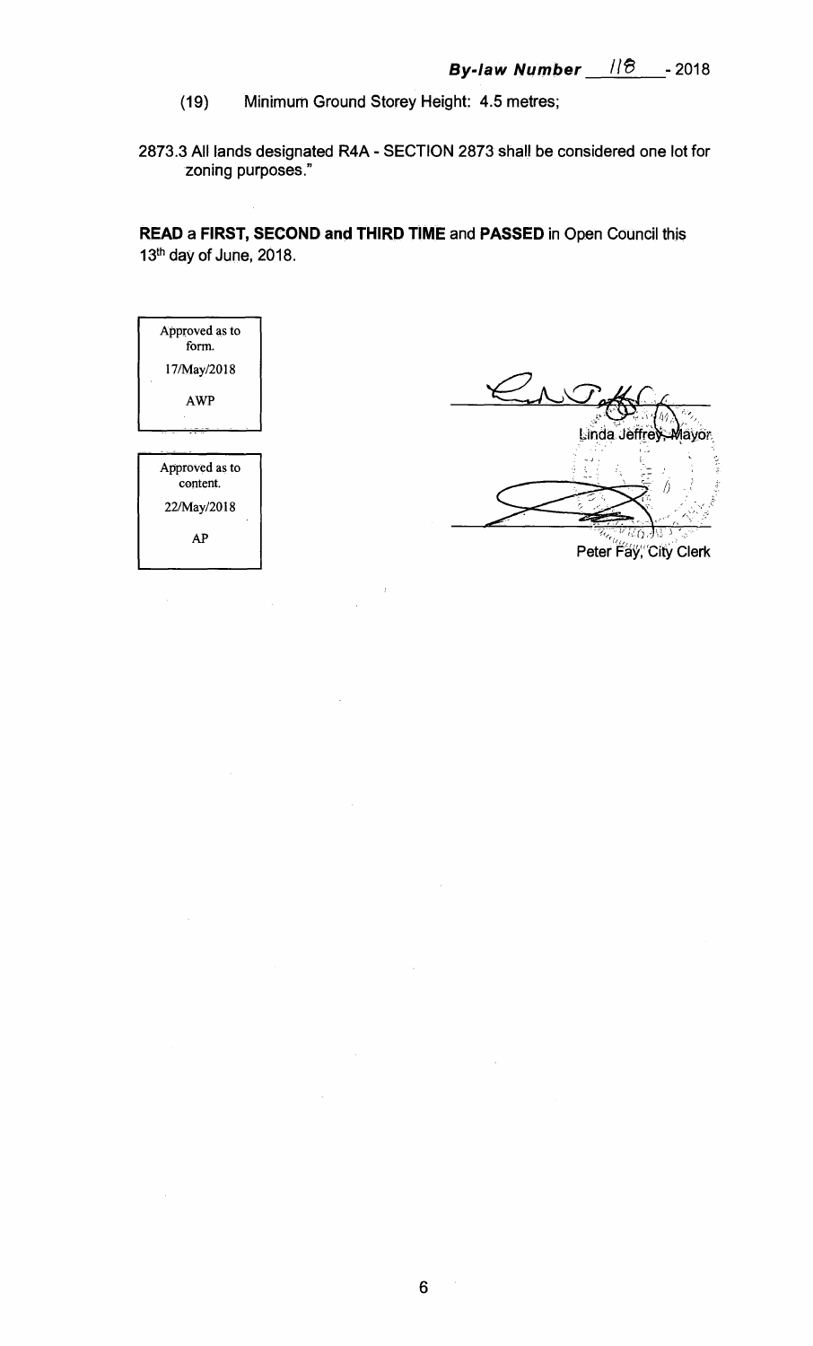(19) Minimum Ground Storey Height: 4.5 metres;

2873.3 All lands designated R4A - SECTION 2873 shall be considered one lot for zoning purposes."

**READ a FIRST, SECOND and THIRD TIME and PASSED** in Open Council this 13th day of June, 2018.

| Approved as to form. |
| --- |
| 17/May/2018 |
| AWP |

| Approved as to content. |
| --- |
| 22/May/2018 |
| AP |

Linda Jeffrey, Mayor

Peter Fay, City Clerk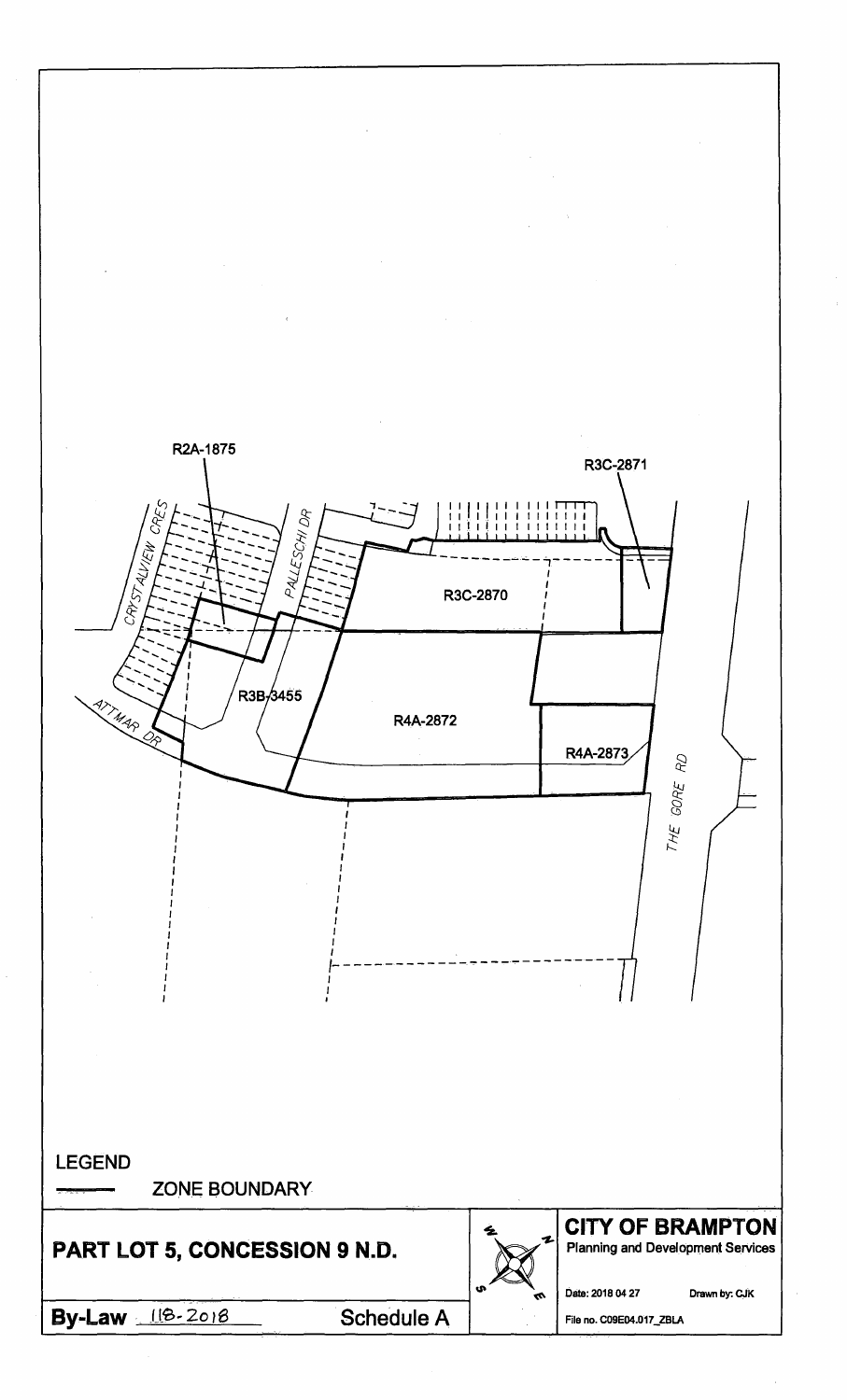R2A-1875

R3C-2871

CRYSTALVIEW CRES

PALLESCHI DR

R3C-2870

R3B-3455

R4A-2872

ATTMAR DR

R4A-2873

THE GORE RD

LEGEND

ZONE BOUNDARY

**PART LOT 5, CONCESSION 9 N.D.**

**By-Law** 118-2018

**Schedule A**

**CITY OF BRAMPTON**

Planning and Development Services

Date: 2018 04 27

Drawn by: CJK

File no. C09E04.017_ZBLA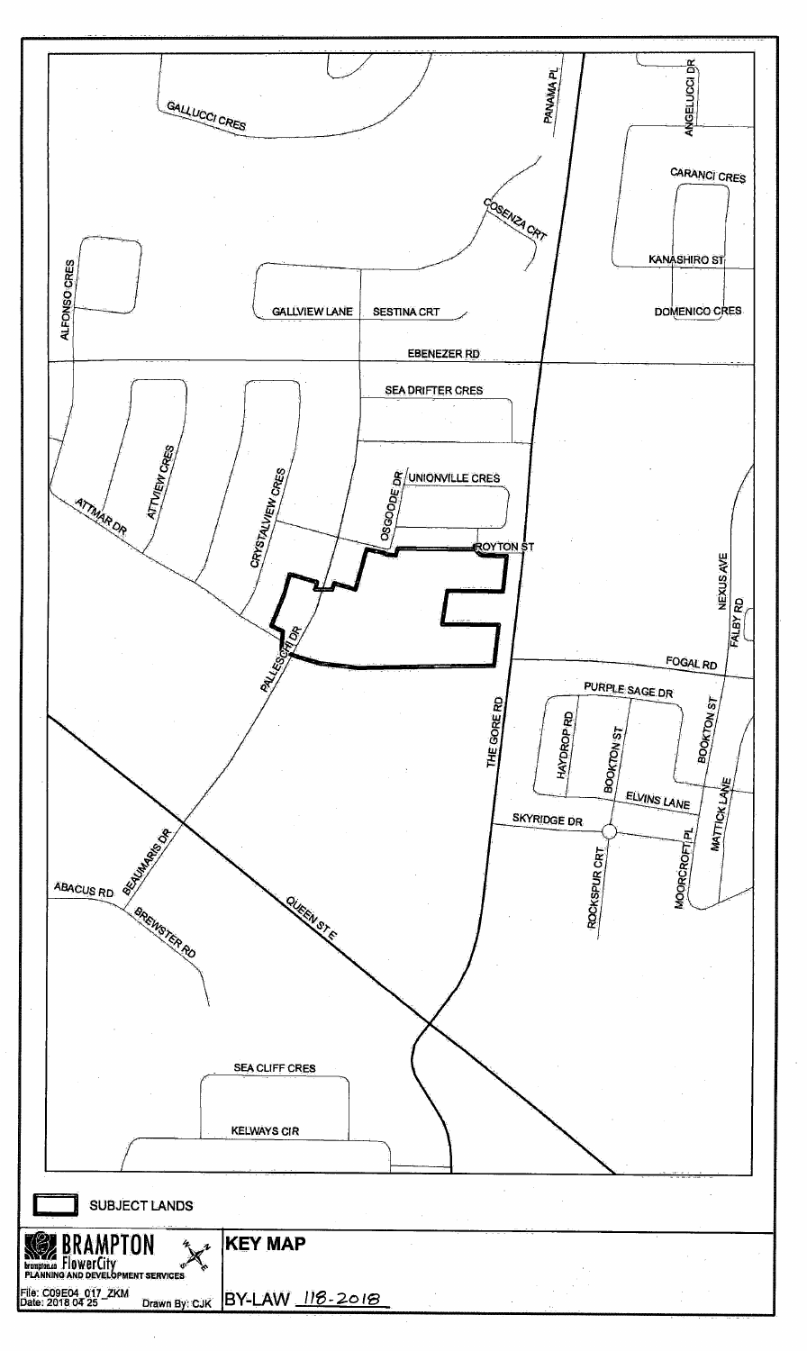GALLUCCI CRES

PANAMA PL

ANGELUCCI DR

CARANCI CRES

COSENZA CRT

KANASHIRO ST

ALFONSO CRES

GALLVIEW LANE

SESTINA CRT

DOMENICO CRES

EBENEZER RD

SEA DRIFTER CRES

ATTVIEW CRES

CRYSTALVIEW CRES

OSGOODE DR

UNIONVILLE CRES

ATTMAR DR

ROYTON ST

NEXUS AVE

FALBY RD

PALLESCHI DR

FOGAL RD

PURPLE SAGE DR

THE GORE RD

HAYDROP RD

BOOKTON ST

BOOKTON ST

ELVINS LANE

SKYRIDGE DR

MATTICK LANE

ROCKSPUR CRT

MOORCROFT PL

BEAUMARIS DR

ABACUS RD

BREWSTER RD

QUEEN ST E

SEA CLIFF CRES

KELWAYS CIR

SUBJECT LANDS

BRAMPTON
brampton.ca FlowerCity
PLANNING AND DEVELOPMENT SERVICES

File: C09E04_017_ZKM
Date: 2018 04 25

Drawn By: CJK

## KEY MAP

BY-LAW 118-2018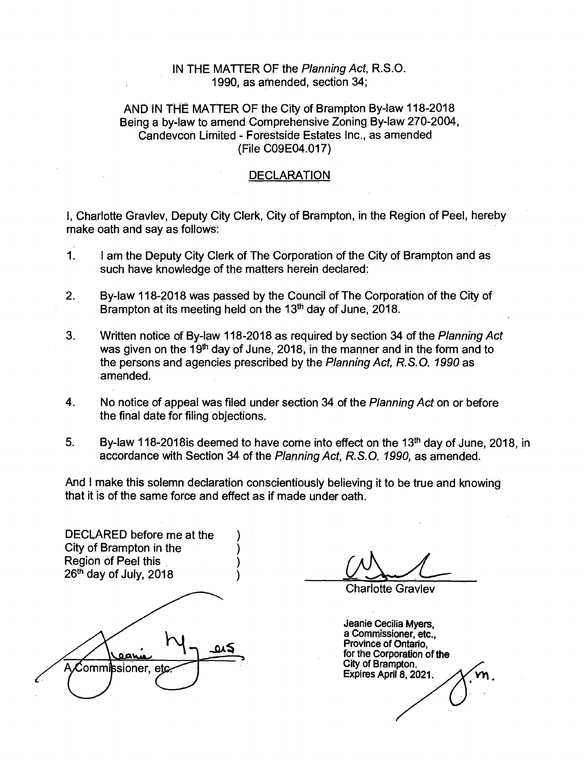IN THE MATTER OF the *Planning Act*, R.S.O. 1990, as amended, section 34;

AND IN THE MATTER OF the City of Brampton By-law 118-2018 Being a by-law to amend Comprehensive Zoning By-law 270-2004, Candevcon Limited - Forestside Estates Inc., as amended (File C09E04.017)

## DECLARATION

I, Charlotte Gravlev, Deputy City Clerk, City of Brampton, in the Region of Peel, hereby make oath and say as follows:

1. I am the Deputy City Clerk of The Corporation of the City of Brampton and as such have knowledge of the matters herein declared:

2. By-law 118-2018 was passed by the Council of The Corporation of the City of Brampton at its meeting held on the 13th day of June, 2018.

3. Written notice of By-law 118-2018 as required by section 34 of the *Planning Act* was given on the 19th day of June, 2018, in the manner and in the form and to the persons and agencies prescribed by the *Planning Act, R.S.O. 1990* as amended.

4. No notice of appeal was filed under section 34 of the *Planning Act* on or before the final date for filing objections.

5. By-law 118-2018is deemed to have come into effect on the 13th day of June, 2018, in accordance with Section 34 of the *Planning Act, R.S.O. 1990,* as amended.

And I make this solemn declaration conscientiously believing it to be true and knowing that it is of the same force and effect as if made under oath.

DECLARED before me at the City of Brampton in the Region of Peel this 26th day of July, 2018

A Commissioner, etc.

Charlotte Gravlev

**Jeanie Cecilia Myers, a Commissioner, etc., Province of Ontario, for the Corporation of the City of Brampton. Expires April 8, 2021.**